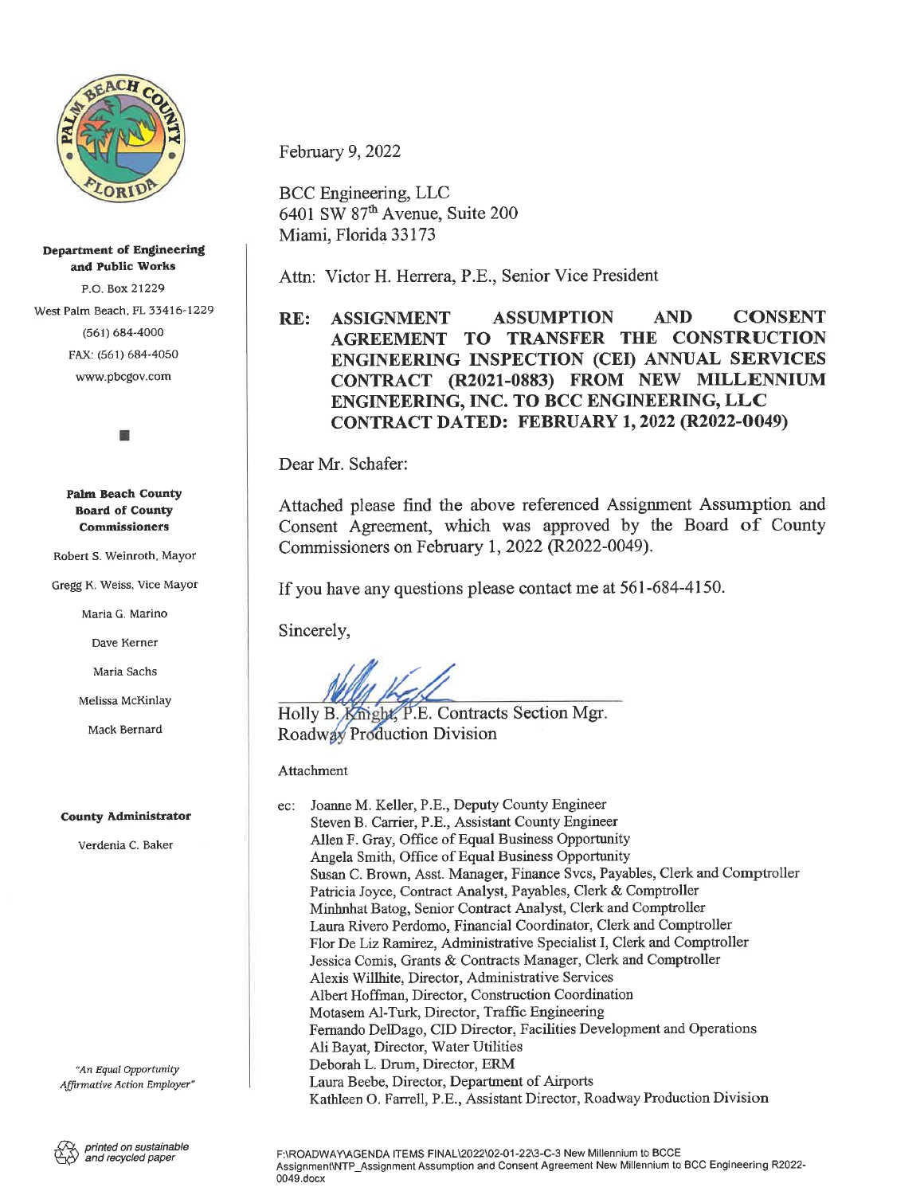**Department of Engineering and Public Works**

P.O. Box 21229

West Palm Beach, FL 33416-1229

(561) 684-4000

FAX: (561) 684-4050

www.pbcgov.com

**Palm Beach County Board of County Commissioners**

Robert S. Weinroth, Mayor

Gregg K. Weiss, Vice Mayor

Maria G. Marino

Dave Kerner

Maria Sachs

Melissa McKinlay

Mack Bernard

**County Administrator**

Verdenia C. Baker

*"An Equal Opportunity Affirmative Action Employer"*

printed on sustainable and recycled paper

---

February 9, 2022

BCC Engineering, LLC
6401 SW 87th Avenue, Suite 200
Miami, Florida 33173

Attn: Victor H. Herrera, P.E., Senior Vice President

**RE: ASSIGNMENT ASSUMPTION AND CONSENT AGREEMENT TO TRANSFER THE CONSTRUCTION ENGINEERING INSPECTION (CEI) ANNUAL SERVICES CONTRACT (R2021-0883) FROM NEW MILLENNIUM ENGINEERING, INC. TO BCC ENGINEERING, LLC CONTRACT DATED: FEBRUARY 1, 2022 (R2022-0049)**

Dear Mr. Schafer:

Attached please find the above referenced Assignment Assumption and Consent Agreement, which was approved by the Board of County Commissioners on February 1, 2022 (R2022-0049).

If you have any questions please contact me at 561-684-4150.

Sincerely,

Holly B. Knight, P.E. Contracts Section Mgr.
Roadway Production Division

Attachment

ec: Joanne M. Keller, P.E., Deputy County Engineer
Steven B. Carrier, P.E., Assistant County Engineer
Allen F. Gray, Office of Equal Business Opportunity
Angela Smith, Office of Equal Business Opportunity
Susan C. Brown, Asst. Manager, Finance Svcs, Payables, Clerk and Comptroller
Patricia Joyce, Contract Analyst, Payables, Clerk & Comptroller
Minhnhat Batog, Senior Contract Analyst, Clerk and Comptroller
Laura Rivero Perdomo, Financial Coordinator, Clerk and Comptroller
Flor De Liz Ramirez, Administrative Specialist I, Clerk and Comptroller
Jessica Comis, Grants & Contracts Manager, Clerk and Comptroller
Alexis Willhite, Director, Administrative Services
Albert Hoffman, Director, Construction Coordination
Motasem Al-Turk, Director, Traffic Engineering
Fernando DelDago, CID Director, Facilities Development and Operations
Ali Bayat, Director, Water Utilities
Deborah L. Drum, Director, ERM
Laura Beebe, Director, Department of Airports
Kathleen O. Farrell, P.E., Assistant Director, Roadway Production Division

F:\ROADWAY\AGENDA ITEMS FINAL\2022\02-01-22\3-C-3 New Millennium to BCCE Assignment\NTP_Assignment Assumption and Consent Agreement New Millennium to BCC Engineering R2022-0049.docx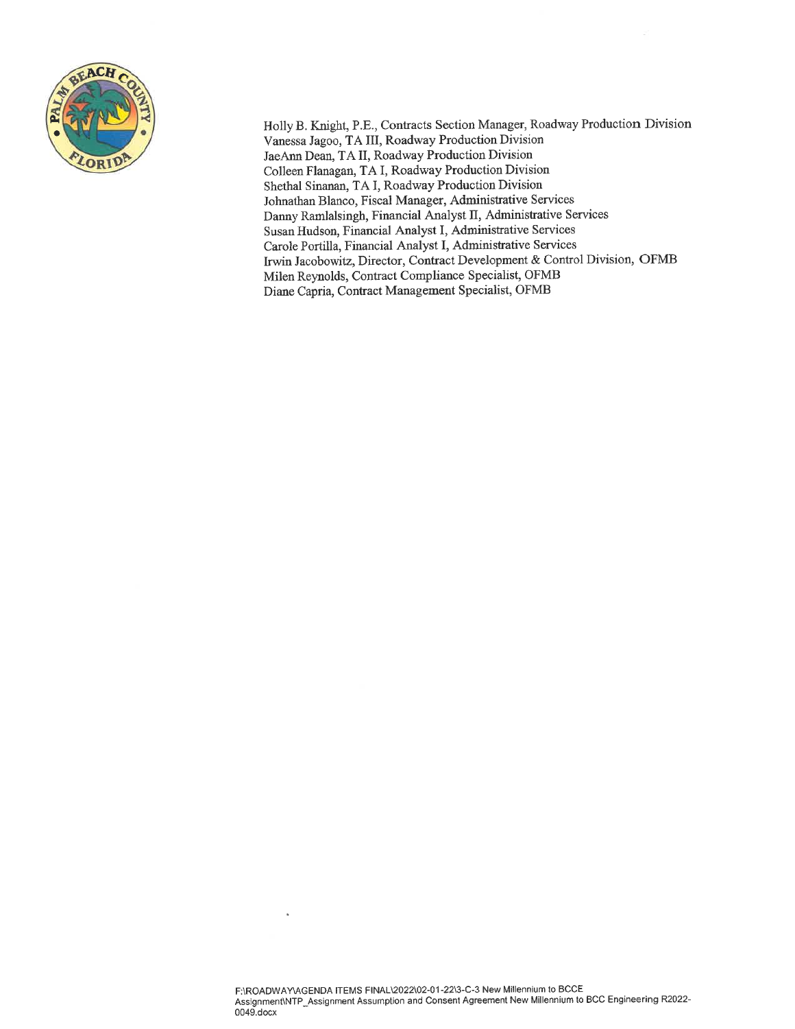Holly B. Knight, P.E., Contracts Section Manager, Roadway Production Division
Vanessa Jagoo, TA III, Roadway Production Division
JaeAnn Dean, TA II, Roadway Production Division
Colleen Flanagan, TA I, Roadway Production Division
Shethal Sinanan, TA I, Roadway Production Division
Johnathan Blanco, Fiscal Manager, Administrative Services
Danny Ramlalsingh, Financial Analyst II, Administrative Services
Susan Hudson, Financial Analyst I, Administrative Services
Carole Portilla, Financial Analyst I, Administrative Services
Irwin Jacobowitz, Director, Contract Development & Control Division, OFMB
Milen Reynolds, Contract Compliance Specialist, OFMB
Diane Capria, Contract Management Specialist, OFMB

F:\ROADWAY\AGENDA ITEMS FINAL\2022\02-01-22\3-C-3 New Millennium to BCCE Assignment\NTP_Assignment Assumption and Consent Agreement New Millennium to BCC Engineering R2022-0049.docx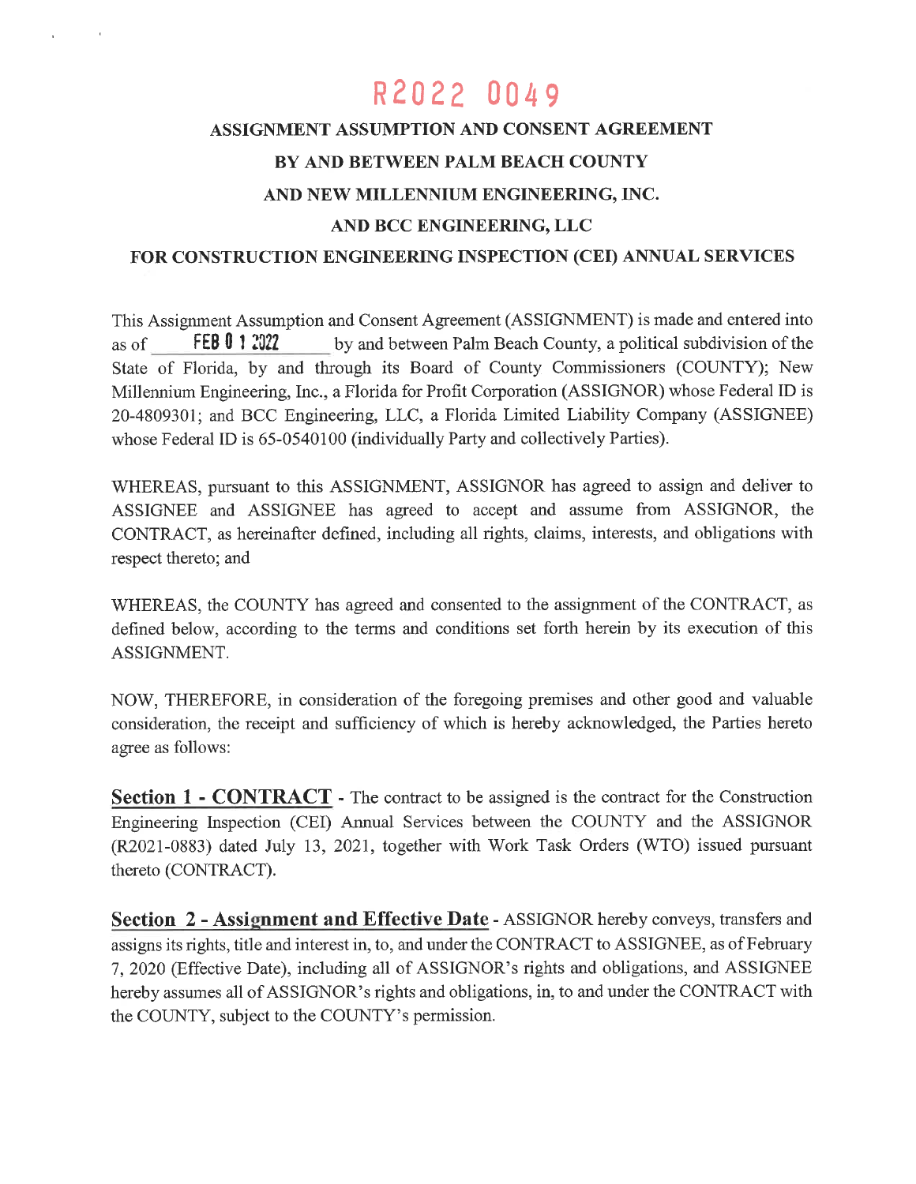# R2022 0049

**ASSIGNMENT ASSUMPTION AND CONSENT AGREEMENT**

**BY AND BETWEEN PALM BEACH COUNTY**

**AND NEW MILLENNIUM ENGINEERING, INC.**

**AND BCC ENGINEERING, LLC**

**FOR CONSTRUCTION ENGINEERING INSPECTION (CEI) ANNUAL SERVICES**

This Assignment Assumption and Consent Agreement (ASSIGNMENT) is made and entered into as of **FEB 0 1 2022** by and between Palm Beach County, a political subdivision of the State of Florida, by and through its Board of County Commissioners (COUNTY); New Millennium Engineering, Inc., a Florida for Profit Corporation (ASSIGNOR) whose Federal ID is 20-4809301; and BCC Engineering, LLC, a Florida Limited Liability Company (ASSIGNEE) whose Federal ID is 65-0540100 (individually Party and collectively Parties).

WHEREAS, pursuant to this ASSIGNMENT, ASSIGNOR has agreed to assign and deliver to ASSIGNEE and ASSIGNEE has agreed to accept and assume from ASSIGNOR, the CONTRACT, as hereinafter defined, including all rights, claims, interests, and obligations with respect thereto; and

WHEREAS, the COUNTY has agreed and consented to the assignment of the CONTRACT, as defined below, according to the terms and conditions set forth herein by its execution of this ASSIGNMENT.

NOW, THEREFORE, in consideration of the foregoing premises and other good and valuable consideration, the receipt and sufficiency of which is hereby acknowledged, the Parties hereto agree as follows:

**Section 1 - CONTRACT** - The contract to be assigned is the contract for the Construction Engineering Inspection (CEI) Annual Services between the COUNTY and the ASSIGNOR (R2021-0883) dated July 13, 2021, together with Work Task Orders (WTO) issued pursuant thereto (CONTRACT).

**Section 2 - Assignment and Effective Date** - ASSIGNOR hereby conveys, transfers and assigns its rights, title and interest in, to, and under the CONTRACT to ASSIGNEE, as of February 7, 2020 (Effective Date), including all of ASSIGNOR's rights and obligations, and ASSIGNEE hereby assumes all of ASSIGNOR's rights and obligations, in, to and under the CONTRACT with the COUNTY, subject to the COUNTY's permission.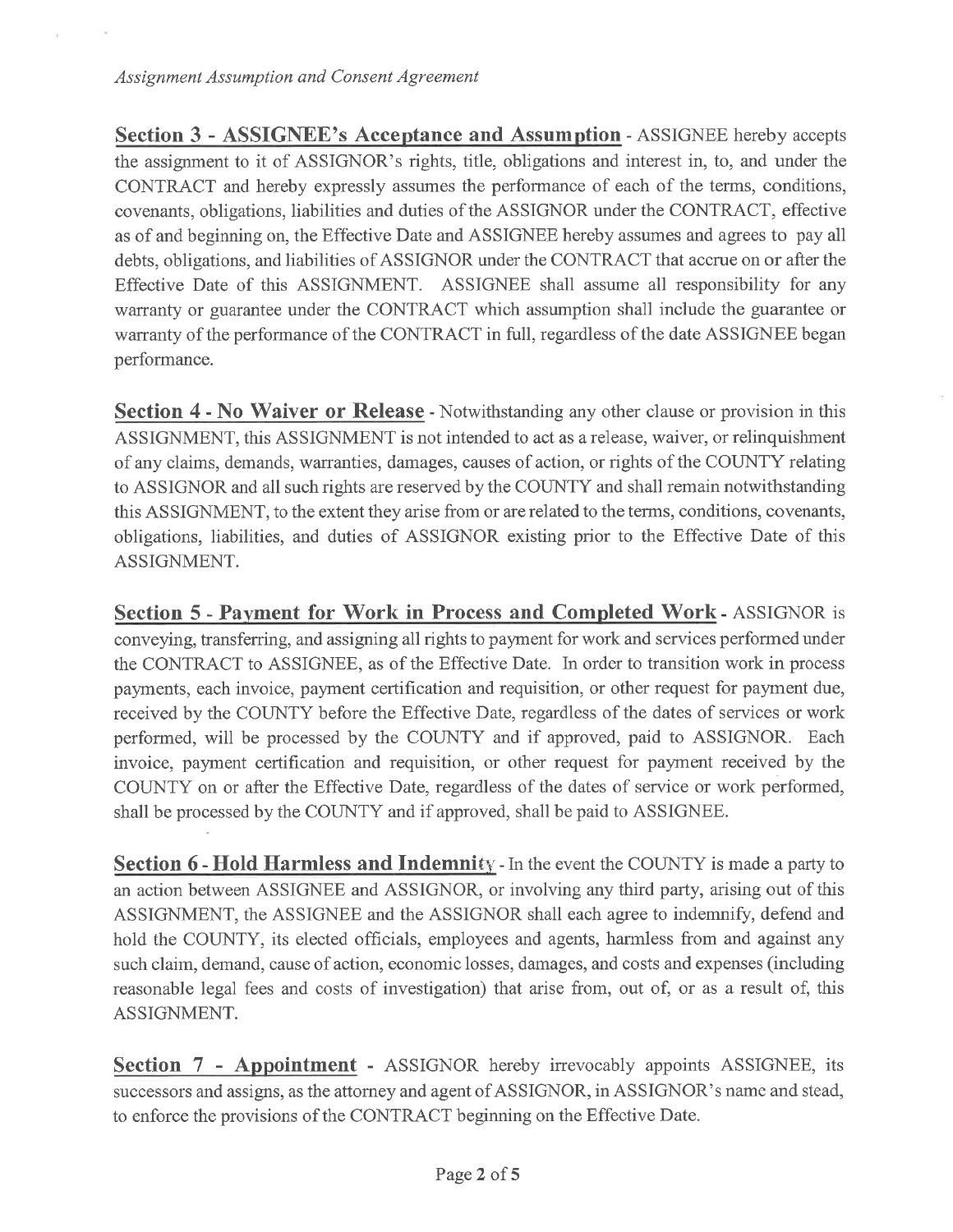**Section 3 - ASSIGNEE's Acceptance and Assumption** - ASSIGNEE hereby accepts the assignment to it of ASSIGNOR's rights, title, obligations and interest in, to, and under the CONTRACT and hereby expressly assumes the performance of each of the terms, conditions, covenants, obligations, liabilities and duties of the ASSIGNOR under the CONTRACT, effective as of and beginning on, the Effective Date and ASSIGNEE hereby assumes and agrees to pay all debts, obligations, and liabilities of ASSIGNOR under the CONTRACT that accrue on or after the Effective Date of this ASSIGNMENT. ASSIGNEE shall assume all responsibility for any warranty or guarantee under the CONTRACT which assumption shall include the guarantee or warranty of the performance of the CONTRACT in full, regardless of the date ASSIGNEE began performance.

**Section 4 - No Waiver or Release** - Notwithstanding any other clause or provision in this ASSIGNMENT, this ASSIGNMENT is not intended to act as a release, waiver, or relinquishment of any claims, demands, warranties, damages, causes of action, or rights of the COUNTY relating to ASSIGNOR and all such rights are reserved by the COUNTY and shall remain notwithstanding this ASSIGNMENT, to the extent they arise from or are related to the terms, conditions, covenants, obligations, liabilities, and duties of ASSIGNOR existing prior to the Effective Date of this ASSIGNMENT.

**Section 5 - Payment for Work in Process and Completed Work** - ASSIGNOR is conveying, transferring, and assigning all rights to payment for work and services performed under the CONTRACT to ASSIGNEE, as of the Effective Date. In order to transition work in process payments, each invoice, payment certification and requisition, or other request for payment due, received by the COUNTY before the Effective Date, regardless of the dates of services or work performed, will be processed by the COUNTY and if approved, paid to ASSIGNOR. Each invoice, payment certification and requisition, or other request for payment received by the COUNTY on or after the Effective Date, regardless of the dates of service or work performed, shall be processed by the COUNTY and if approved, shall be paid to ASSIGNEE.

**Section 6 - Hold Harmless and Indemnity** - In the event the COUNTY is made a party to an action between ASSIGNEE and ASSIGNOR, or involving any third party, arising out of this ASSIGNMENT, the ASSIGNEE and the ASSIGNOR shall each agree to indemnify, defend and hold the COUNTY, its elected officials, employees and agents, harmless from and against any such claim, demand, cause of action, economic losses, damages, and costs and expenses (including reasonable legal fees and costs of investigation) that arise from, out of, or as a result of, this ASSIGNMENT.

**Section 7 - Appointment** - ASSIGNOR hereby irrevocably appoints ASSIGNEE, its successors and assigns, as the attorney and agent of ASSIGNOR, in ASSIGNOR's name and stead, to enforce the provisions of the CONTRACT beginning on the Effective Date.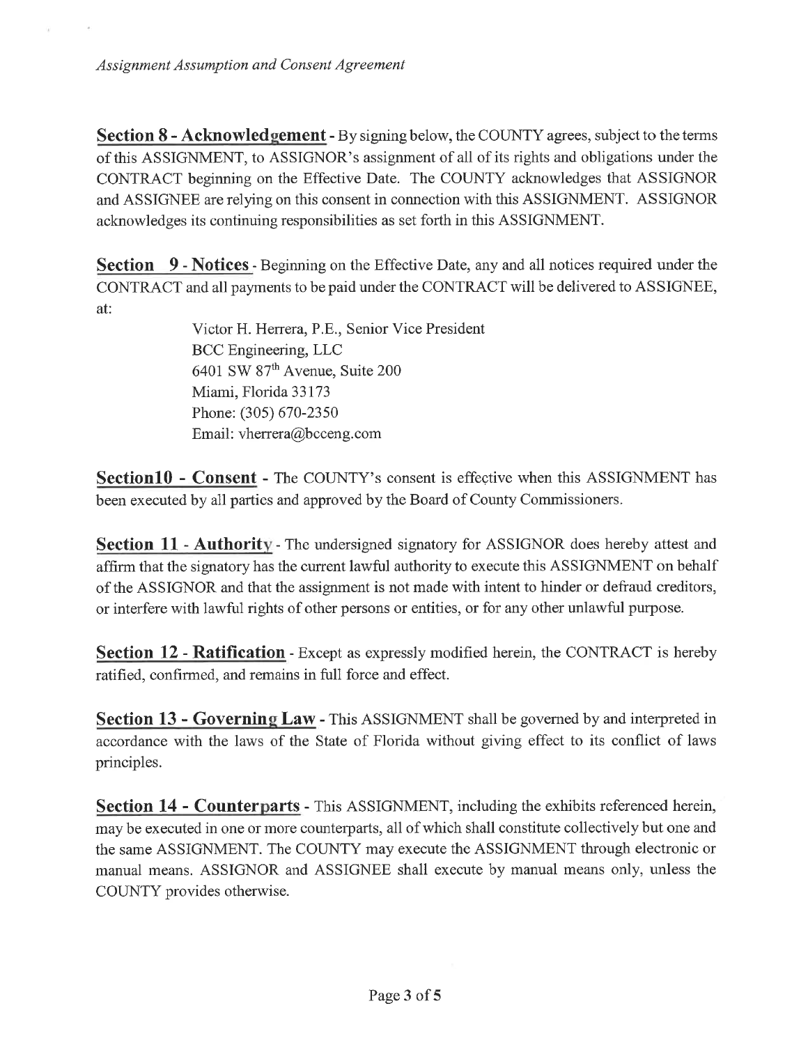**Section 8 - Acknowledgement** - By signing below, the COUNTY agrees, subject to the terms of this ASSIGNMENT, to ASSIGNOR's assignment of all of its rights and obligations under the CONTRACT beginning on the Effective Date. The COUNTY acknowledges that ASSIGNOR and ASSIGNEE are relying on this consent in connection with this ASSIGNMENT. ASSIGNOR acknowledges its continuing responsibilities as set forth in this ASSIGNMENT.

**Section 9 - Notices** - Beginning on the Effective Date, any and all notices required under the CONTRACT and all payments to be paid under the CONTRACT will be delivered to ASSIGNEE, at:

Victor H. Herrera, P.E., Senior Vice President
BCC Engineering, LLC
6401 SW 87th Avenue, Suite 200
Miami, Florida 33173
Phone: (305) 670-2350
Email: vherrera@bcceng.com

**Section10 - Consent** - The COUNTY's consent is effective when this ASSIGNMENT has been executed by all parties and approved by the Board of County Commissioners.

**Section 11 - Authority** - The undersigned signatory for ASSIGNOR does hereby attest and affirm that the signatory has the current lawful authority to execute this ASSIGNMENT on behalf of the ASSIGNOR and that the assignment is not made with intent to hinder or defraud creditors, or interfere with lawful rights of other persons or entities, or for any other unlawful purpose.

**Section 12 - Ratification** - Except as expressly modified herein, the CONTRACT is hereby ratified, confirmed, and remains in full force and effect.

**Section 13 - Governing Law** - This ASSIGNMENT shall be governed by and interpreted in accordance with the laws of the State of Florida without giving effect to its conflict of laws principles.

**Section 14 - Counterparts** - This ASSIGNMENT, including the exhibits referenced herein, may be executed in one or more counterparts, all of which shall constitute collectively but one and the same ASSIGNMENT. The COUNTY may execute the ASSIGNMENT through electronic or manual means. ASSIGNOR and ASSIGNEE shall execute by manual means only, unless the COUNTY provides otherwise.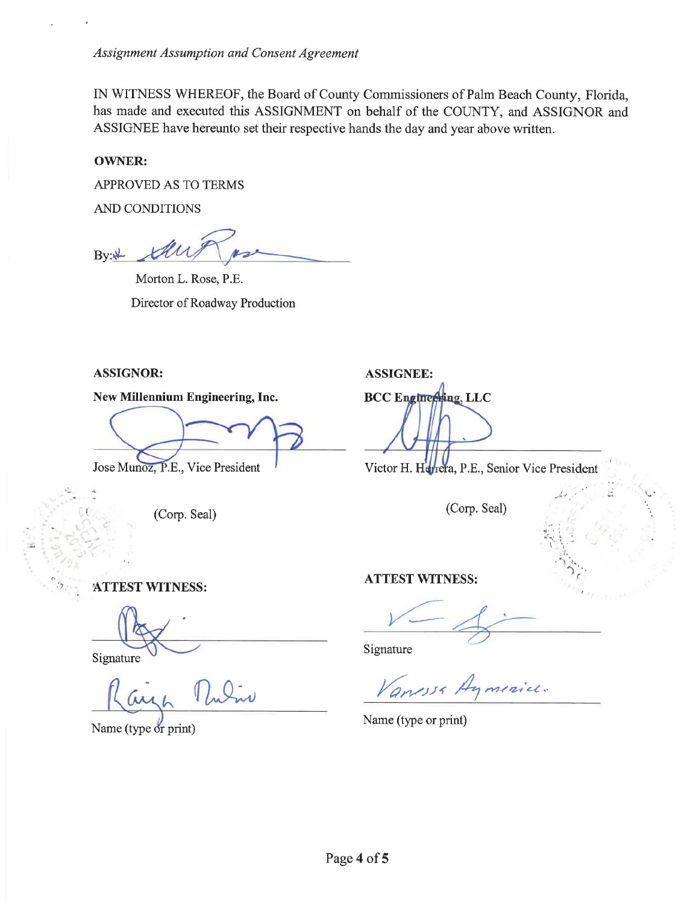*Assignment Assumption and Consent Agreement*

IN WITNESS WHEREOF, the Board of County Commissioners of Palm Beach County, Florida, has made and executed this ASSIGNMENT on behalf of the COUNTY, and ASSIGNOR and ASSIGNEE have hereunto set their respective hands the day and year above written.

**OWNER:**

APPROVED AS TO TERMS

AND CONDITIONS

By: ______________________

Morton L. Rose, P.E.

Director of Roadway Production

**ASSIGNOR:**

**New Millennium Engineering, Inc.**

______________________

Jose Munoz, P.E., Vice President

(Corp. Seal)

**ATTEST WITNESS:**

______________________

Signature

Raizh Rubino

Name (type or print)

**ASSIGNEE:**

**BCC Engineering, LLC**

______________________

Victor H. Herrera, P.E., Senior Vice President

(Corp. Seal)

**ATTEST WITNESS:**

______________________

Signature

Vanessa Aymerich

Name (type or print)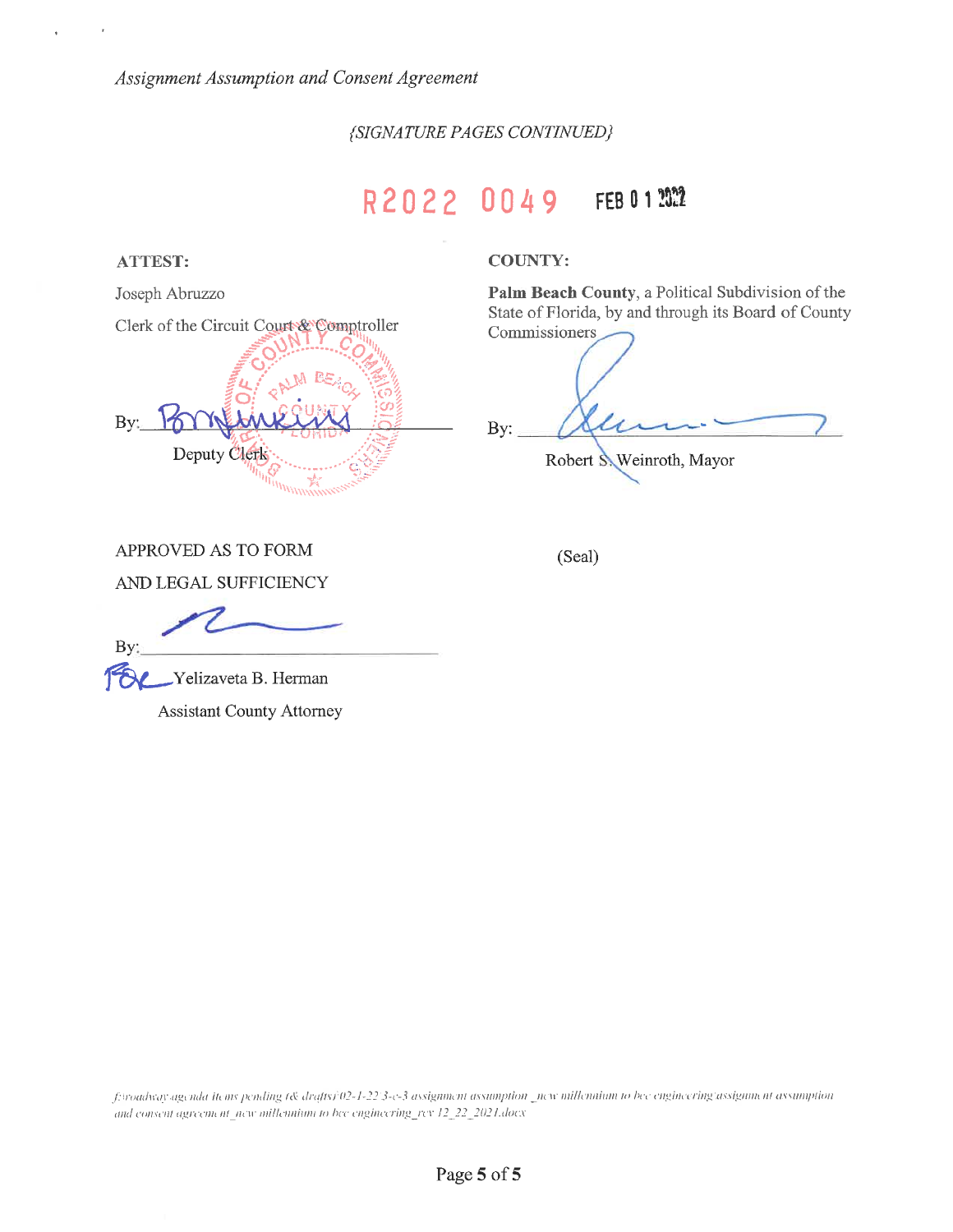*Assignment Assumption and Consent Agreement*

*{SIGNATURE PAGES CONTINUED}*

R2022 0049 FEB 01 2022

**ATTEST:**

Joseph Abruzzo

Clerk of the Circuit Court & Comptroller

By: ______________________

Deputy Clerk

**COUNTY:**

**Palm Beach County**, a Political Subdivision of the State of Florida, by and through its Board of County Commissioners

By: ______________________

Robert S. Weinroth, Mayor

APPROVED AS TO FORM

AND LEGAL SUFFICIENCY

By: ______________________

Yelizaveta B. Herman

Assistant County Attorney

(Seal)

*f:\roadway\agenda items pending r& drafts\02-1-22 3-c-3 assignment assumption _new millennium to bcc engineering\assignment assumption and consent agreement_new millennium to bcc engineering_rev 12_22_2021.docx*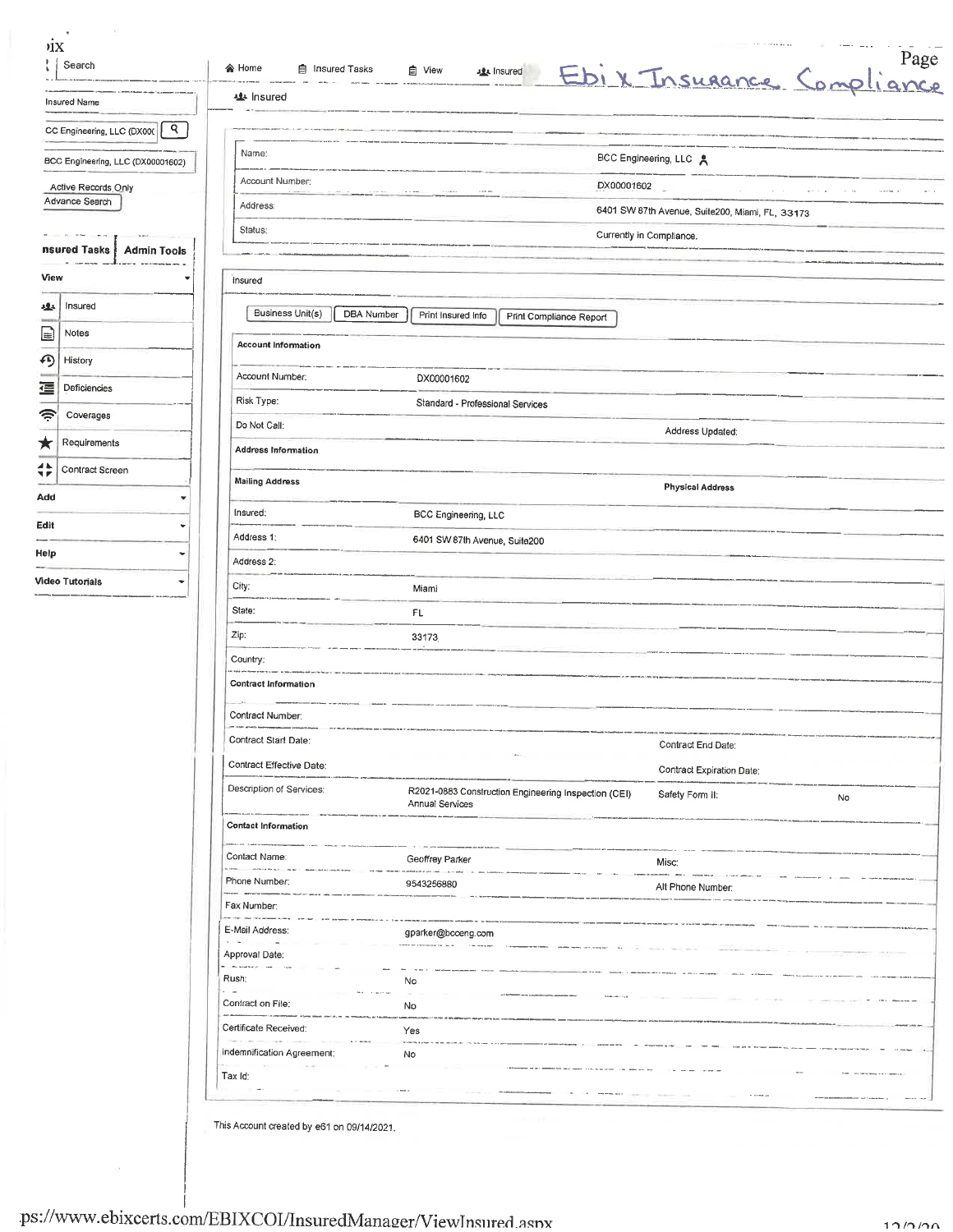Ebix Insurance Compliance

Search

Insured Name

CC Engineering, LLC (DX000

BCC Engineering, LLC (DX00001602)

Active Records Only

Advance Search

Insured Tasks | Admin Tools

View

- Insured
- Notes
- History
- Deficiencies
- Coverages
- Requirements
- Contract Screen

Add

Edit

Help

Video Tutorials

Home | Insured Tasks | View | Insured

## Insured

| | |
|---|---|
| Name: | BCC Engineering, LLC |
| Account Number: | DX00001602 |
| Address: | 6401 SW 87th Avenue, Suite200, Miami, FL, 33173 |
| Status: | Currently in Compliance. |

### Insured

Business Unit(s) | DBA Number | Print Insured Info | Print Compliance Report

**Account Information**

| | | | |
|---|---|---|---|
| Account Number: | DX00001602 | | |
| Risk Type: | Standard - Professional Services | | |
| Do Not Call: | | Address Updated: | |

**Address Information**

| | | | |
|---|---|---|---|
| **Mailing Address** | | **Physical Address** | |
| Insured: | BCC Engineering, LLC | | |
| Address 1: | 6401 SW 87th Avenue, Suite200 | | |
| Address 2: | | | |
| City: | Miami | | |
| State: | FL | | |
| Zip: | 33173 | | |
| Country: | | | |

**Contract Information**

| | | | |
|---|---|---|---|
| Contract Number: | | | |
| Contract Start Date: | | Contract End Date: | |
| Contract Effective Date: | | Contract Expiration Date: | |
| Description of Services: | R2021-0883 Construction Engineering Inspection (CEI) Annual Services | Safety Form II: | No |

**Contact Information**

| | | | |
|---|---|---|---|
| Contact Name: | Geoffrey Parker | Misc: | |
| Phone Number: | 9543256880 | Alt Phone Number: | |
| Fax Number: | | | |
| E-Mail Address: | gparker@bcceng.com | | |
| Approval Date: | | | |
| Rush: | No | | |
| Contract on File: | No | | |
| Certificate Received: | Yes | | |
| Indemnification Agreement: | No | | |
| Tax Id: | | | |

This Account created by e61 on 09/14/2021.

ps://www.ebixcerts.com/EBIXCOI/InsuredManager/ViewInsured.aspx